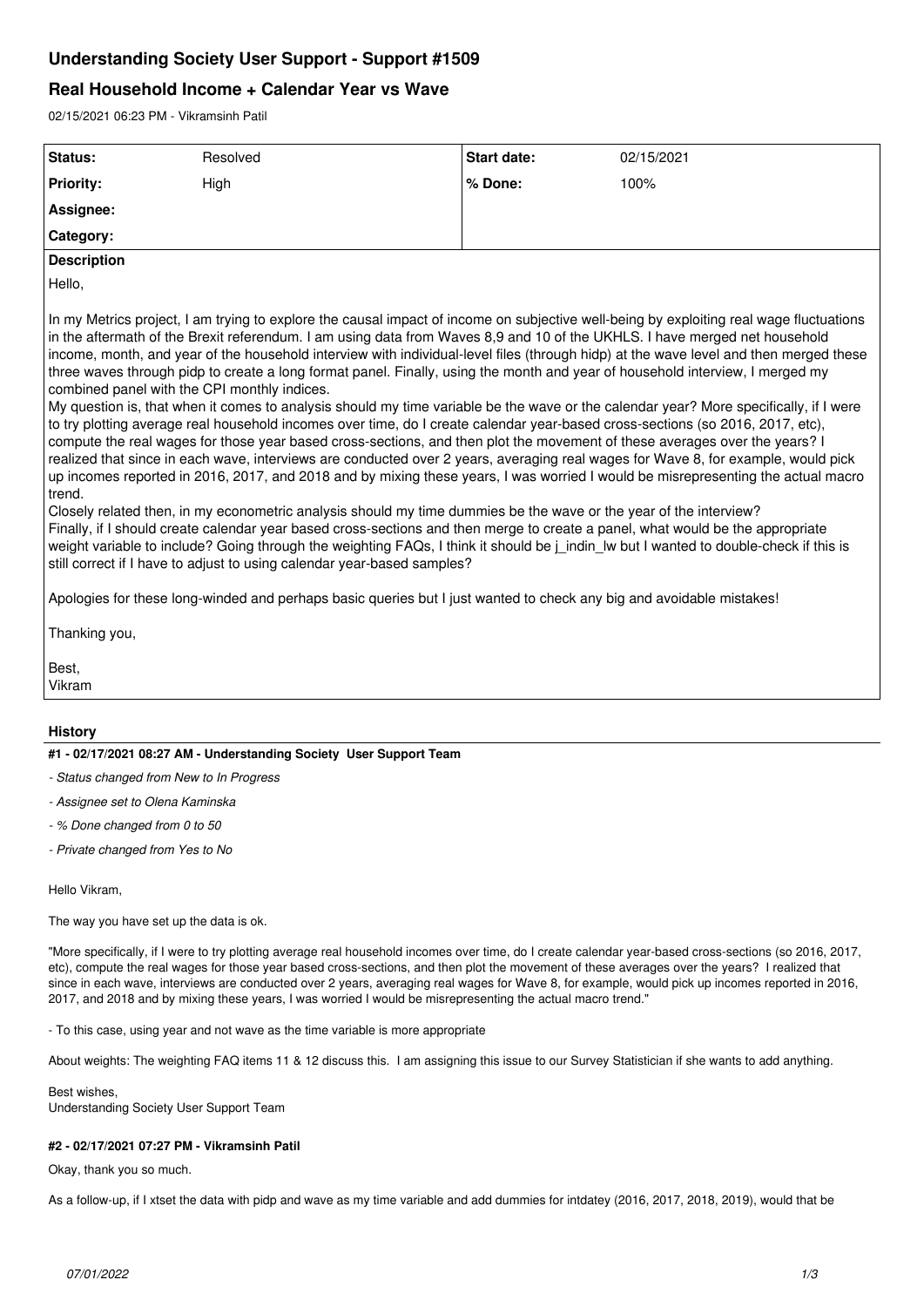# Understanding Society User Support - Support #1509

## Real Household Income + Calendar Year vs Wave

02/15/2021 06:23 PM - Vikramsinh Patil

| **Status:** | Resolved | **Start date:** | 02/15/2021 |
|---|---|---|---|
| **Priority:** | High | **% Done:** | 100% |
| **Assignee:** | | | |
| **Category:** | | | |

**Description**

Hello,

In my Metrics project, I am trying to explore the causal impact of income on subjective well-being by exploiting real wage fluctuations in the aftermath of the Brexit referendum. I am using data from Waves 8,9 and 10 of the UKHLS. I have merged net household income, month, and year of the household interview with individual-level files (through hidp) at the wave level and then merged these three waves through pidp to create a long format panel. Finally, using the month and year of household interview, I merged my combined panel with the CPI monthly indices.
My question is, that when it comes to analysis should my time variable be the wave or the calendar year? More specifically, if I were to try plotting average real household incomes over time, do I create calendar year-based cross-sections (so 2016, 2017, etc), compute the real wages for those year based cross-sections, and then plot the movement of these averages over the years? I realized that since in each wave, interviews are conducted over 2 years, averaging real wages for Wave 8, for example, would pick up incomes reported in 2016, 2017, and 2018 and by mixing these years, I was worried I would be misrepresenting the actual macro trend.
Closely related then, in my econometric analysis should my time dummies be the wave or the year of the interview?
Finally, if I should create calendar year based cross-sections and then merge to create a panel, what would be the appropriate weight variable to include? Going through the weighting FAQs, I think it should be j_indin_lw but I wanted to double-check if this is still correct if I have to adjust to using calendar year-based samples?

Apologies for these long-winded and perhaps basic queries but I just wanted to check any big and avoidable mistakes!

Thanking you,

Best,
Vikram

### History

#### #1 - 02/17/2021 08:27 AM - Understanding Society User Support Team

- *Status changed from New to In Progress*
- *Assignee set to Olena Kaminska*
- *% Done changed from 0 to 50*
- *Private changed from Yes to No*

Hello Vikram,

The way you have set up the data is ok.

"More specifically, if I were to try plotting average real household incomes over time, do I create calendar year-based cross-sections (so 2016, 2017, etc), compute the real wages for those year based cross-sections, and then plot the movement of these averages over the years? I realized that since in each wave, interviews are conducted over 2 years, averaging real wages for Wave 8, for example, would pick up incomes reported in 2016, 2017, and 2018 and by mixing these years, I was worried I would be misrepresenting the actual macro trend."

- To this case, using year and not wave as the time variable is more appropriate

About weights: The weighting FAQ items 11 & 12 discuss this. I am assigning this issue to our Survey Statistician if she wants to add anything.

Best wishes,
Understanding Society User Support Team

#### #2 - 02/17/2021 07:27 PM - Vikramsinh Patil

Okay, thank you so much.

As a follow-up, if I xtset the data with pidp and wave as my time variable and add dummies for intdatey (2016, 2017, 2018, 2019), would that be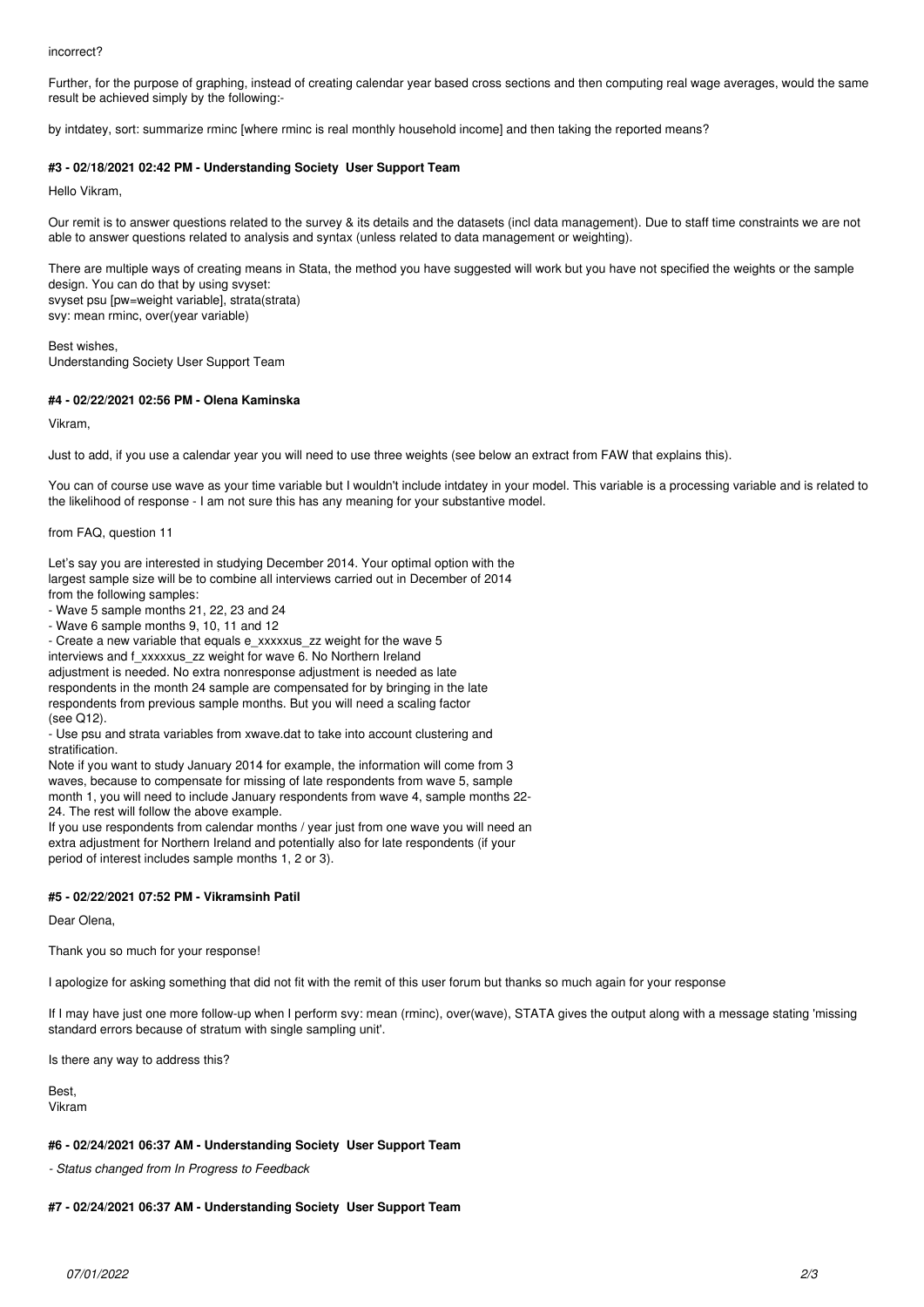incorrect?

Further, for the purpose of graphing, instead of creating calendar year based cross sections and then computing real wage averages, would the same result be achieved simply by the following:-

by intdatey, sort: summarize rminc [where rminc is real monthly household income] and then taking the reported means?

#### #3 - 02/18/2021 02:42 PM - Understanding Society User Support Team

Hello Vikram,

Our remit is to answer questions related to the survey & its details and the datasets (incl data management). Due to staff time constraints we are not able to answer questions related to analysis and syntax (unless related to data management or weighting).

There are multiple ways of creating means in Stata, the method you have suggested will work but you have not specified the weights or the sample design. You can do that by using svyset:
svyset psu [pw=weight variable], strata(strata)
svy: mean rminc, over(year variable)

Best wishes,
Understanding Society User Support Team

#### #4 - 02/22/2021 02:56 PM - Olena Kaminska

Vikram,

Just to add, if you use a calendar year you will need to use three weights (see below an extract from FAW that explains this).

You can of course use wave as your time variable but I wouldn't include intdatey in your model. This variable is a processing variable and is related to the likelihood of response - I am not sure this has any meaning for your substantive model.

from FAQ, question 11

Let's say you are interested in studying December 2014. Your optimal option with the largest sample size will be to combine all interviews carried out in December of 2014 from the following samples:
- Wave 5 sample months 21, 22, 23 and 24
- Wave 6 sample months 9, 10, 11 and 12
- Create a new variable that equals e_xxxxxus_zz weight for the wave 5 interviews and f_xxxxxus_zz weight for wave 6. No Northern Ireland adjustment is needed. No extra nonresponse adjustment is needed as late respondents in the month 24 sample are compensated for by bringing in the late respondents from previous sample months. But you will need a scaling factor (see Q12).
- Use psu and strata variables from xwave.dat to take into account clustering and stratification.

Note if you want to study January 2014 for example, the information will come from 3 waves, because to compensate for missing of late respondents from wave 5, sample month 1, you will need to include January respondents from wave 4, sample months 22-24. The rest will follow the above example.
If you use respondents from calendar months / year just from one wave you will need an extra adjustment for Northern Ireland and potentially also for late respondents (if your period of interest includes sample months 1, 2 or 3).

#### #5 - 02/22/2021 07:52 PM - Vikramsinh Patil

Dear Olena,

Thank you so much for your response!

I apologize for asking something that did not fit with the remit of this user forum but thanks so much again for your response

If I may have just one more follow-up when I perform svy: mean (rminc), over(wave), STATA gives the output along with a message stating 'missing standard errors because of stratum with single sampling unit'.

Is there any way to address this?

Best,
Vikram

#### #6 - 02/24/2021 06:37 AM - Understanding Society User Support Team

*- Status changed from In Progress to Feedback*

#### #7 - 02/24/2021 06:37 AM - Understanding Society User Support Team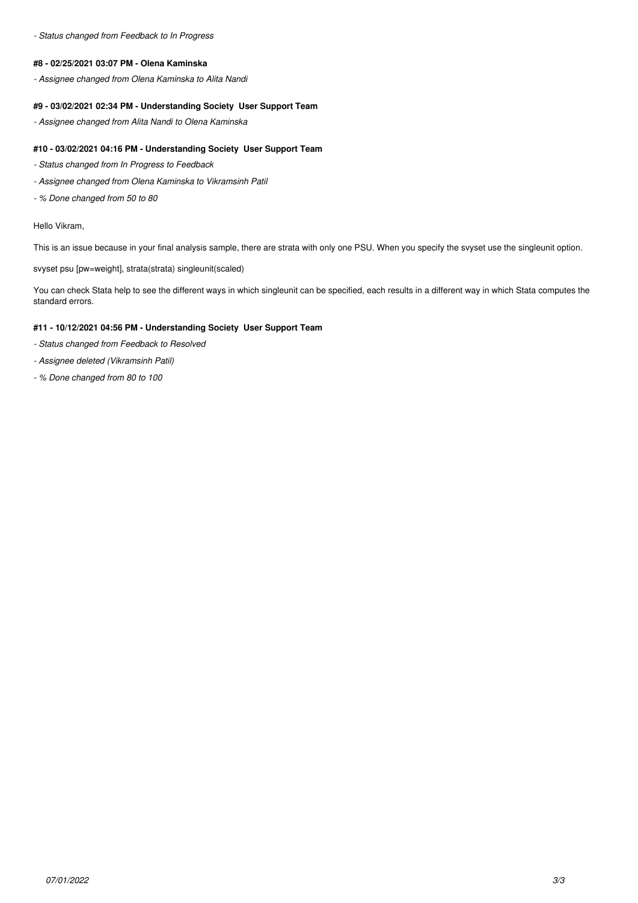*- Status changed from Feedback to In Progress*

#### #8 - 02/25/2021 03:07 PM - Olena Kaminska

*- Assignee changed from Olena Kaminska to Alita Nandi*

#### #9 - 03/02/2021 02:34 PM - Understanding Society User Support Team

*- Assignee changed from Alita Nandi to Olena Kaminska*

#### #10 - 03/02/2021 04:16 PM - Understanding Society User Support Team

*- Status changed from In Progress to Feedback*

*- Assignee changed from Olena Kaminska to Vikramsinh Patil*

*- % Done changed from 50 to 80*

Hello Vikram,

This is an issue because in your final analysis sample, there are strata with only one PSU. When you specify the svyset use the singleunit option.

svyset psu [pw=weight], strata(strata) singleunit(scaled)

You can check Stata help to see the different ways in which singleunit can be specified, each results in a different way in which Stata computes the standard errors.

#### #11 - 10/12/2021 04:56 PM - Understanding Society User Support Team

*- Status changed from Feedback to Resolved*

*- Assignee deleted (Vikramsinh Patil)*

*- % Done changed from 80 to 100*